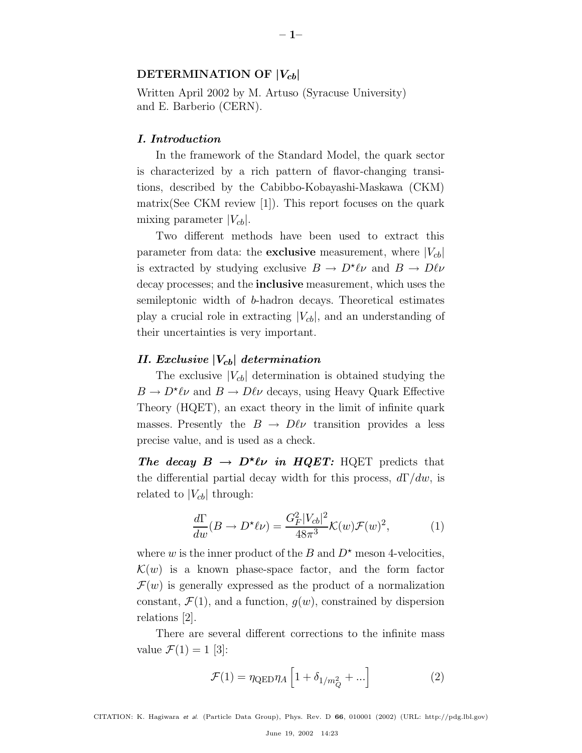# DETERMINATION OF $|V_{cb}|$

Written April 2002 by M. Artuso (Syracuse University) and E. Barberio (CERN).

### *I. Introduction*

In the framework of the Standard Model, the quark sector is characterized by a rich pattern of flavor-changing transitions, described by the Cabibbo-Kobayashi-Maskawa (CKM) matrix(See CKM review [1]). This report focuses on the quark mixing parameter $|V_{cb}|$.

Two different methods have been used to extract this parameter from data: the **exclusive** measurement, where $|V_{cb}|$ is extracted by studying exclusive $B \to D^{\star}\ell\nu$ and $B \to D\ell\nu$ decay processes; and the **inclusive** measurement, which uses the semileptonic width of $b$-hadron decays. Theoretical estimates play a crucial role in extracting $|V_{cb}|$, and an understanding of their uncertainties is very important.

### *II. Exclusive $|V_{cb}|$ determination*

The exclusive $|V_{cb}|$ determination is obtained studying the $B \to D^{\star}\ell\nu$ and $B \to D\ell\nu$ decays, using Heavy Quark Effective Theory (HQET), an exact theory in the limit of infinite quark masses. Presently the $B \to D\ell\nu$ transition provides a less precise value, and is used as a check.

***The decay $B \to D^{\star}\ell\nu$ in HQET:*** HQET predicts that the differential partial decay width for this process, $d\Gamma/dw$, is related to $|V_{cb}|$ through:

$$\frac{d\Gamma}{dw}(B \to D^{\star}\ell\nu) = \frac{G_F^2 |V_{cb}|^2}{48\pi^3}\mathcal{K}(w)\mathcal{F}(w)^2, \tag{1}$$

where $w$ is the inner product of the $B$ and $D^{\star}$ meson 4-velocities, $\mathcal{K}(w)$ is a known phase-space factor, and the form factor $\mathcal{F}(w)$ is generally expressed as the product of a normalization constant, $\mathcal{F}(1)$, and a function, $g(w)$, constrained by dispersion relations [2].

There are several different corrections to the infinite mass value $\mathcal{F}(1) = 1$ [3]:

$$\mathcal{F}(1) = \eta_{\rm QED}\eta_A \left[1 + \delta_{1/m_Q^2} + ...\right] \tag{2}$$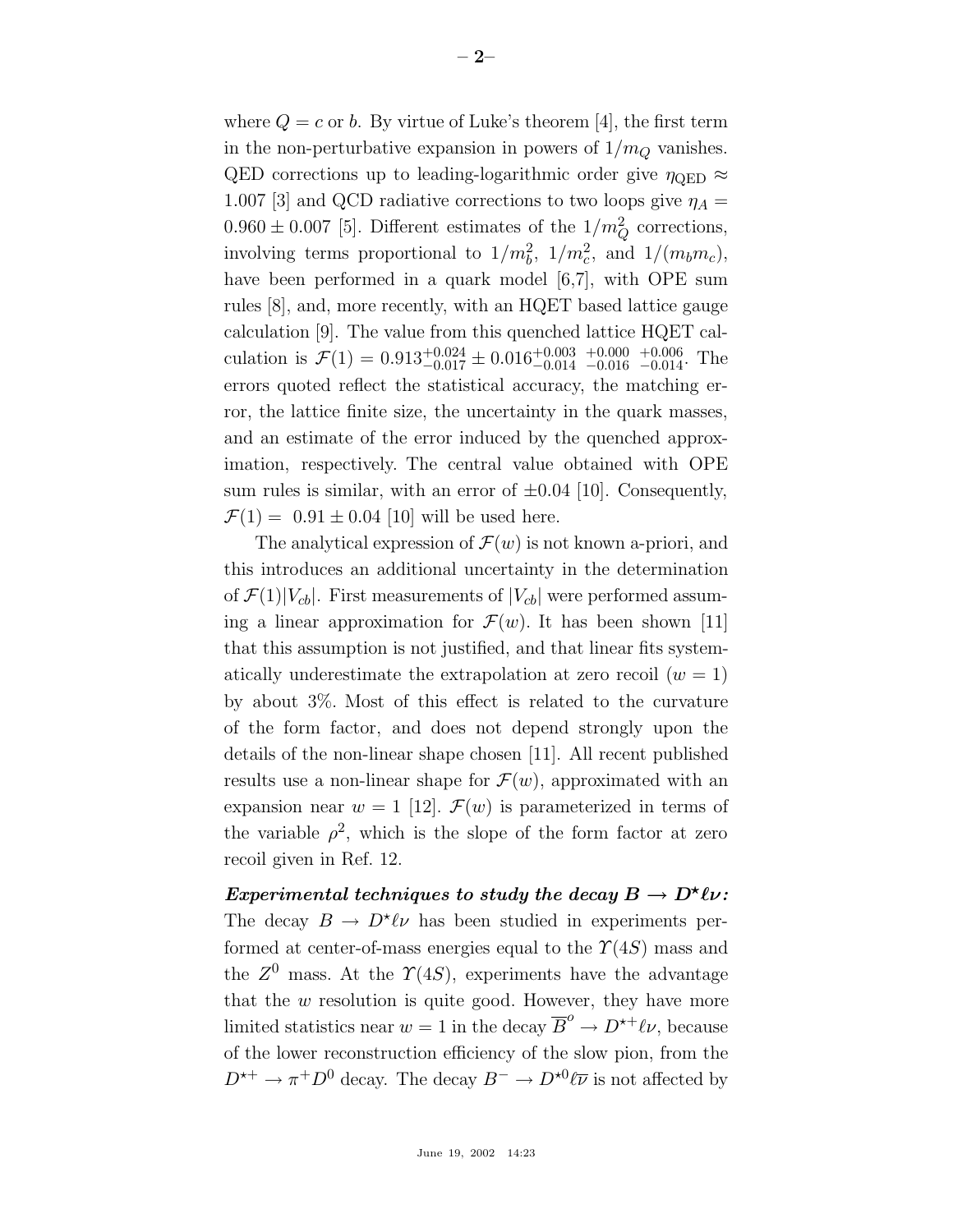where $Q = c$ or $b$. By virtue of Luke's theorem [4], the first term in the non-perturbative expansion in powers of $1/m_Q$ vanishes. QED corrections up to leading-logarithmic order give $\eta_{\rm QED} \approx 1.007$ [3] and QCD radiative corrections to two loops give $\eta_A = 0.960 \pm 0.007$ [5]. Different estimates of the $1/m_Q^2$ corrections, involving terms proportional to $1/m_b^2$, $1/m_c^2$, and $1/(m_b m_c)$, have been performed in a quark model [6,7], with OPE sum rules [8], and, more recently, with an HQET based lattice gauge calculation [9]. The value from this quenched lattice HQET calculation is $\mathcal{F}(1) = 0.913^{+0.024}_{-0.017} \pm 0.016^{+0.003}_{-0.014}{}^{+0.000}_{-0.016}{}^{+0.006}_{-0.014}$. The errors quoted reflect the statistical accuracy, the matching error, the lattice finite size, the uncertainty in the quark masses, and an estimate of the error induced by the quenched approximation, respectively. The central value obtained with OPE sum rules is similar, with an error of $\pm 0.04$ [10]. Consequently, $\mathcal{F}(1) = 0.91 \pm 0.04$ [10] will be used here.

The analytical expression of $\mathcal{F}(w)$ is not known a-priori, and this introduces an additional uncertainty in the determination of $\mathcal{F}(1)|V_{cb}|$. First measurements of $|V_{cb}|$ were performed assuming a linear approximation for $\mathcal{F}(w)$. It has been shown [11] that this assumption is not justified, and that linear fits systematically underestimate the extrapolation at zero recoil ($w = 1$) by about 3%. Most of this effect is related to the curvature of the form factor, and does not depend strongly upon the details of the non-linear shape chosen [11]. All recent published results use a non-linear shape for $\mathcal{F}(w)$, approximated with an expansion near $w = 1$ [12]. $\mathcal{F}(w)$ is parameterized in terms of the variable $\rho^2$, which is the slope of the form factor at zero recoil given in Ref. 12.

***Experimental techniques to study the decay $B \to D^\star \ell\nu$:*** The decay $B \to D^\star \ell\nu$ has been studied in experiments performed at center-of-mass energies equal to the $\Upsilon(4S)$ mass and the $Z^0$ mass. At the $\Upsilon(4S)$, experiments have the advantage that the $w$ resolution is quite good. However, they have more limited statistics near $w = 1$ in the decay $\overline{B}^o \to D^{\star +}\ell\nu$, because of the lower reconstruction efficiency of the slow pion, from the $D^{\star +} \to \pi^+ D^0$ decay. The decay $B^- \to D^{\star 0}\ell\overline{\nu}$ is not affected by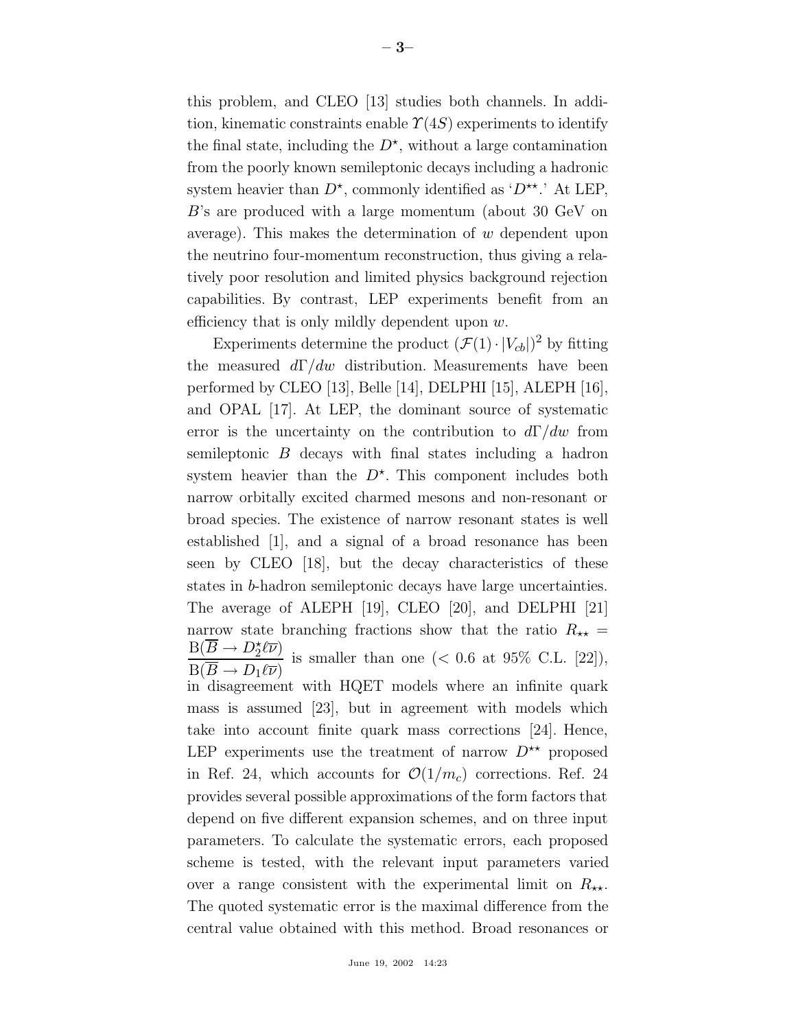this problem, and CLEO [13] studies both channels. In addition, kinematic constraints enable $\Upsilon(4S)$ experiments to identify the final state, including the $D^\star$, without a large contamination from the poorly known semileptonic decays including a hadronic system heavier than $D^\star$, commonly identified as '$D^{\star\star}$.' At LEP, $B$'s are produced with a large momentum (about 30 GeV on average). This makes the determination of $w$ dependent upon the neutrino four-momentum reconstruction, thus giving a relatively poor resolution and limited physics background rejection capabilities. By contrast, LEP experiments benefit from an efficiency that is only mildly dependent upon $w$.

Experiments determine the product $(\mathcal{F}(1) \cdot |V_{cb}|)^2$ by fitting the measured $d\Gamma/dw$ distribution. Measurements have been performed by CLEO [13], Belle [14], DELPHI [15], ALEPH [16], and OPAL [17]. At LEP, the dominant source of systematic error is the uncertainty on the contribution to $d\Gamma/dw$ from semileptonic $B$ decays with final states including a hadron system heavier than the $D^\star$. This component includes both narrow orbitally excited charmed mesons and non-resonant or broad species. The existence of narrow resonant states is well established [1], and a signal of a broad resonance has been seen by CLEO [18], but the decay characteristics of these states in $b$-hadron semileptonic decays have large uncertainties. The average of ALEPH [19], CLEO [20], and DELPHI [21] narrow state branching fractions show that the ratio $R_{\star\star} = \dfrac{\mathrm{B}(\overline{B} \to D_2^\star \ell \overline{\nu})}{\mathrm{B}(\overline{B} \to D_1 \ell \overline{\nu})}$ is smaller than one ($< 0.6$ at 95% C.L. [22]), in disagreement with HQET models where an infinite quark mass is assumed [23], but in agreement with models which take into account finite quark mass corrections [24]. Hence, LEP experiments use the treatment of narrow $D^{\star\star}$ proposed in Ref. 24, which accounts for $\mathcal{O}(1/m_c)$ corrections. Ref. 24 provides several possible approximations of the form factors that depend on five different expansion schemes, and on three input parameters. To calculate the systematic errors, each proposed scheme is tested, with the relevant input parameters varied over a range consistent with the experimental limit on $R_{\star\star}$. The quoted systematic error is the maximal difference from the central value obtained with this method. Broad resonances or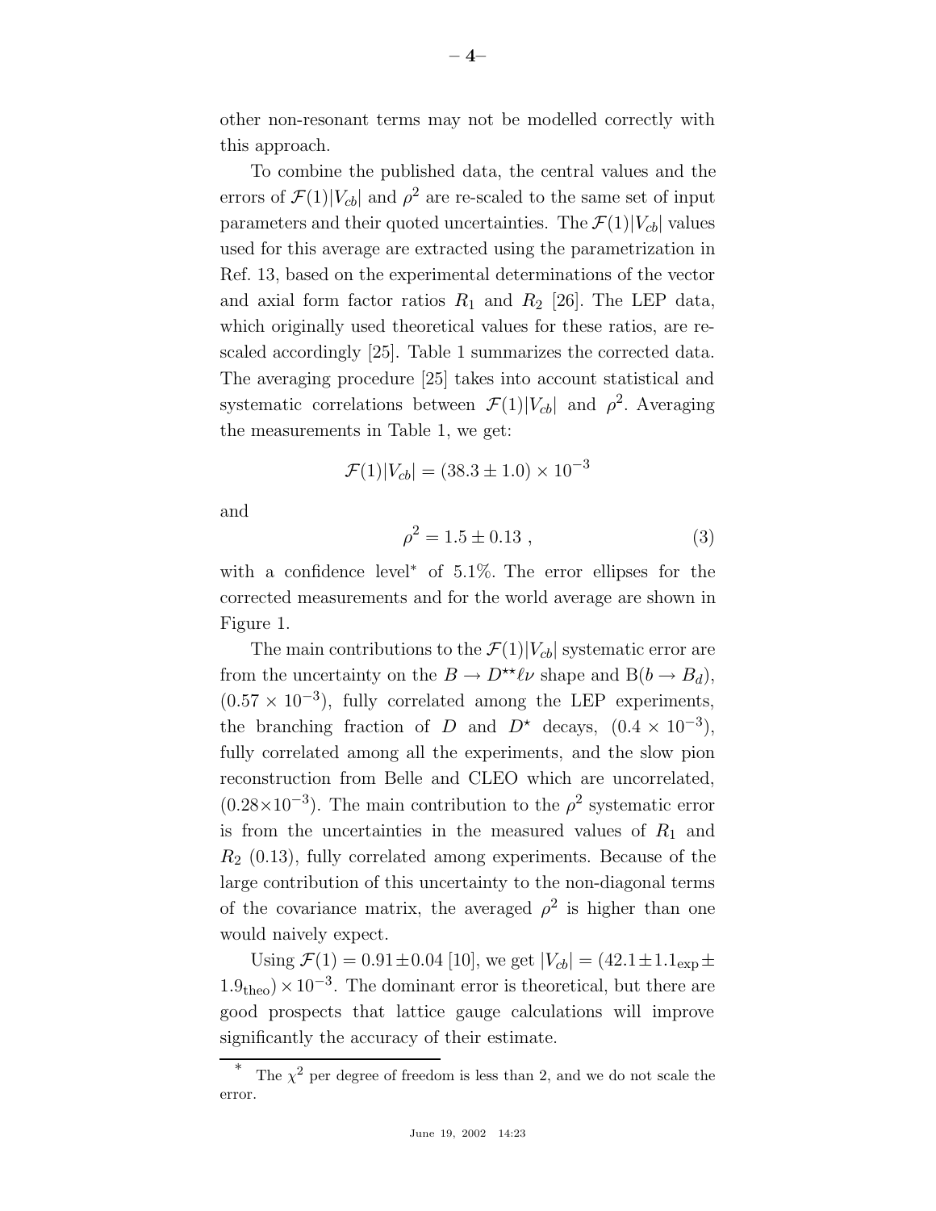other non-resonant terms may not be modelled correctly with this approach.

To combine the published data, the central values and the errors of $\mathcal{F}(1)|V_{cb}|$ and $\rho^2$ are re-scaled to the same set of input parameters and their quoted uncertainties. The $\mathcal{F}(1)|V_{cb}|$ values used for this average are extracted using the parametrization in Ref. 13, based on the experimental determinations of the vector and axial form factor ratios $R_1$ and $R_2$ [26]. The LEP data, which originally used theoretical values for these ratios, are re-scaled accordingly [25]. Table 1 summarizes the corrected data. The averaging procedure [25] takes into account statistical and systematic correlations between $\mathcal{F}(1)|V_{cb}|$ and $\rho^2$. Averaging the measurements in Table 1, we get:

$$\mathcal{F}(1)|V_{cb}| = (38.3 \pm 1.0) \times 10^{-3}$$

and

$$\rho^2 = 1.5 \pm 0.13 \ , \tag{3}$$

with a confidence level* of 5.1%. The error ellipses for the corrected measurements and for the world average are shown in Figure 1.

The main contributions to the $\mathcal{F}(1)|V_{cb}|$ systematic error are from the uncertainty on the $B \to D^{\star\star}\ell\nu$ shape and $\mathrm{B}(b \to B_d)$, $(0.57 \times 10^{-3})$, fully correlated among the LEP experiments, the branching fraction of $D$ and $D^\star$ decays, $(0.4 \times 10^{-3})$, fully correlated among all the experiments, and the slow pion reconstruction from Belle and CLEO which are uncorrelated, $(0.28 \times 10^{-3})$. The main contribution to the $\rho^2$ systematic error is from the uncertainties in the measured values of $R_1$ and $R_2$ (0.13), fully correlated among experiments. Because of the large contribution of this uncertainty to the non-diagonal terms of the covariance matrix, the averaged $\rho^2$ is higher than one would naively expect.

Using $\mathcal{F}(1) = 0.91 \pm 0.04$ [10], we get $|V_{cb}| = (42.1 \pm 1.1_{\rm exp} \pm 1.9_{\rm theo}) \times 10^{-3}$. The dominant error is theoretical, but there are good prospects that lattice gauge calculations will improve significantly the accuracy of their estimate.

---

* The $\chi^2$ per degree of freedom is less than 2, and we do not scale the error.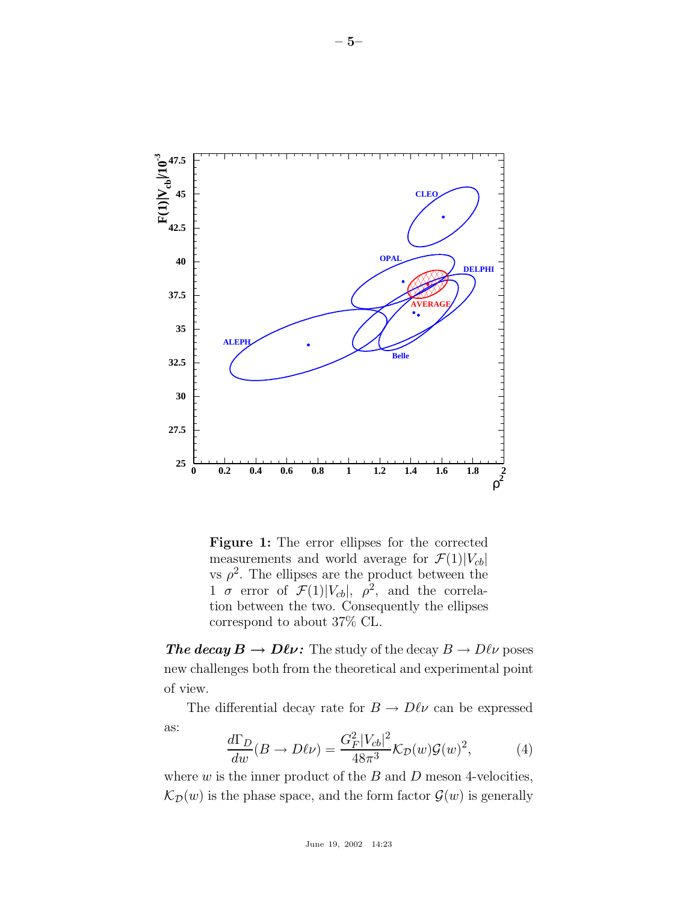**Figure 1:** The error ellipses for the corrected measurements and world average for $\mathcal{F}(1)|V_{cb}|$ vs $\rho^2$. The ellipses are the product between the 1 $\sigma$ error of $\mathcal{F}(1)|V_{cb}|$, $\rho^2$, and the correlation between the two. Consequently the ellipses correspond to about 37% CL.

***The decay $B \to D\ell\nu$:*** The study of the decay $B \to D\ell\nu$ poses new challenges both from the theoretical and experimental point of view.

The differential decay rate for $B \to D\ell\nu$ can be expressed as:

$$\frac{d\Gamma_D}{dw}(B \to D\ell\nu) = \frac{G_F^2|V_{cb}|^2}{48\pi^3}\mathcal{K}_{\mathcal{D}}(w)\mathcal{G}(w)^2, \tag{4}$$

where $w$ is the inner product of the $B$ and $D$ meson 4-velocities, $\mathcal{K}_{\mathcal{D}}(w)$ is the phase space, and the form factor $\mathcal{G}(w)$ is generally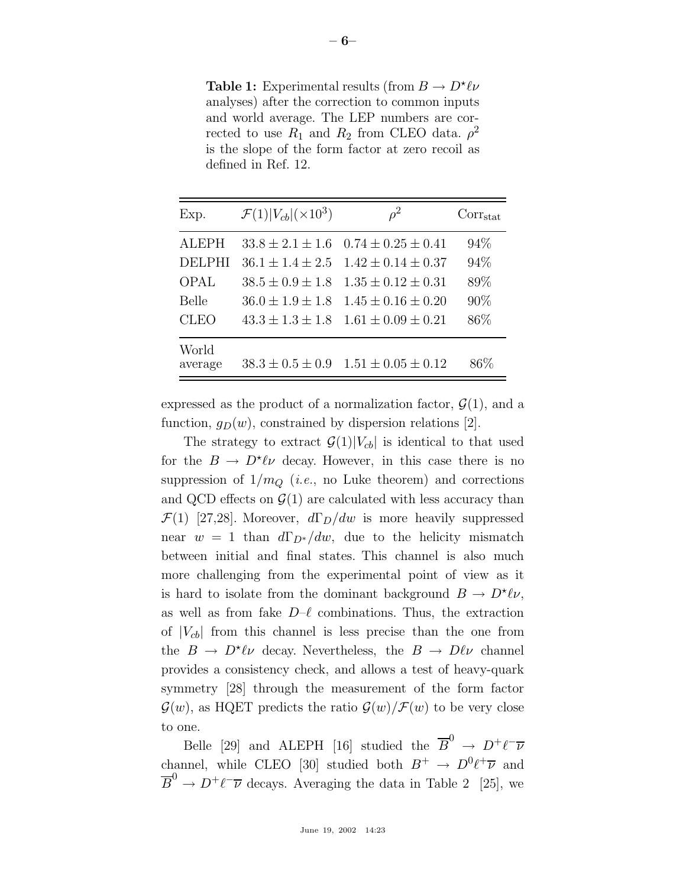**Table 1:** Experimental results (from $B \to D^\star \ell\nu$ analyses) after the correction to common inputs and world average. The LEP numbers are corrected to use $R_1$ and $R_2$ from CLEO data. $\rho^2$ is the slope of the form factor at zero recoil as defined in Ref. 12.

| Exp. | $\mathcal{F}(1)\lvert V_{cb}\rvert (\times 10^3)$ | $\rho^2$ | $\mathrm{Corr}_{\mathrm{stat}}$ |
|---|---|---|---|
| ALEPH | $33.8 \pm 2.1 \pm 1.6$ | $0.74 \pm 0.25 \pm 0.41$ | 94% |
| DELPHI | $36.1 \pm 1.4 \pm 2.5$ | $1.42 \pm 0.14 \pm 0.37$ | 94% |
| OPAL | $38.5 \pm 0.9 \pm 1.8$ | $1.35 \pm 0.12 \pm 0.31$ | 89% |
| Belle | $36.0 \pm 1.9 \pm 1.8$ | $1.45 \pm 0.16 \pm 0.20$ | 90% |
| CLEO | $43.3 \pm 1.3 \pm 1.8$ | $1.61 \pm 0.09 \pm 0.21$ | 86% |
| World average | $38.3 \pm 0.5 \pm 0.9$ | $1.51 \pm 0.05 \pm 0.12$ | 86% |

expressed as the product of a normalization factor, $\mathcal{G}(1)$, and a function, $g_D(w)$, constrained by dispersion relations [2].

The strategy to extract $\mathcal{G}(1)|V_{cb}|$ is identical to that used for the $B \to D^\star \ell\nu$ decay. However, in this case there is no suppression of $1/m_Q$ (*i.e.*, no Luke theorem) and corrections and QCD effects on $\mathcal{G}(1)$ are calculated with less accuracy than $\mathcal{F}(1)$ [27,28]. Moreover, $d\Gamma_D/dw$ is more heavily suppressed near $w = 1$ than $d\Gamma_{D^*}/dw$, due to the helicity mismatch between initial and final states. This channel is also much more challenging from the experimental point of view as it is hard to isolate from the dominant background $B \to D^\star \ell\nu$, as well as from fake $D$–$\ell$ combinations. Thus, the extraction of $|V_{cb}|$ from this channel is less precise than the one from the $B \to D^\star \ell\nu$ decay. Nevertheless, the $B \to D\ell\nu$ channel provides a consistency check, and allows a test of heavy-quark symmetry [28] through the measurement of the form factor $\mathcal{G}(w)$, as HQET predicts the ratio $\mathcal{G}(w)/\mathcal{F}(w)$ to be very close to one.

Belle [29] and ALEPH [16] studied the $\overline{B}^0 \to D^+ \ell^- \overline{\nu}$ channel, while CLEO [30] studied both $B^+ \to D^0 \ell^+ \overline{\nu}$ and $\overline{B}^0 \to D^+ \ell^- \overline{\nu}$ decays. Averaging the data in Table 2 [25], we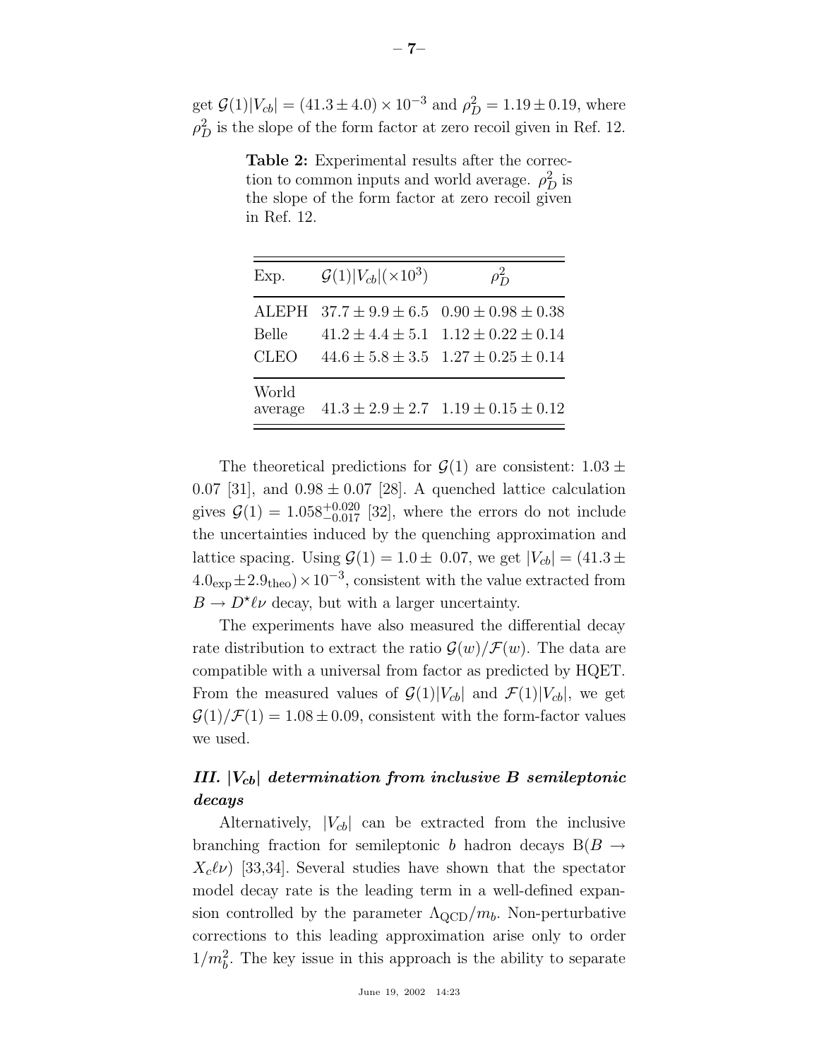get $\mathcal{G}(1)|V_{cb}| = (41.3 \pm 4.0) \times 10^{-3}$ and $\rho_D^2 = 1.19 \pm 0.19$, where $\rho_D^2$ is the slope of the form factor at zero recoil given in Ref. 12.

**Table 2:** Experimental results after the correction to common inputs and world average. $\rho_D^2$ is the slope of the form factor at zero recoil given in Ref. 12.

| Exp. | $\mathcal{G}(1)\lvert V_{cb}\rvert(\times 10^3)$ | $\rho_D^2$ |
|---|---|---|
| ALEPH | $37.7 \pm 9.9 \pm 6.5$ | $0.90 \pm 0.98 \pm 0.38$ |
| Belle | $41.2 \pm 4.4 \pm 5.1$ | $1.12 \pm 0.22 \pm 0.14$ |
| CLEO | $44.6 \pm 5.8 \pm 3.5$ | $1.27 \pm 0.25 \pm 0.14$ |
| World average | $41.3 \pm 2.9 \pm 2.7$ | $1.19 \pm 0.15 \pm 0.12$ |

The theoretical predictions for $\mathcal{G}(1)$ are consistent: $1.03 \pm 0.07$ [31], and $0.98 \pm 0.07$ [28]. A quenched lattice calculation gives $\mathcal{G}(1) = 1.058^{+0.020}_{-0.017}$ [32], where the errors do not include the uncertainties induced by the quenching approximation and lattice spacing. Using $\mathcal{G}(1) = 1.0 \pm 0.07$, we get $|V_{cb}| = (41.3 \pm 4.0_{\text{exp}} \pm 2.9_{\text{theo}}) \times 10^{-3}$, consistent with the value extracted from $B \to D^{\star}\ell\nu$ decay, but with a larger uncertainty.

The experiments have also measured the differential decay rate distribution to extract the ratio $\mathcal{G}(w)/\mathcal{F}(w)$. The data are compatible with a universal from factor as predicted by HQET. From the measured values of $\mathcal{G}(1)|V_{cb}|$ and $\mathcal{F}(1)|V_{cb}|$, we get $\mathcal{G}(1)/\mathcal{F}(1) = 1.08 \pm 0.09$, consistent with the form-factor values we used.

## *III. $|V_{cb}|$ determination from inclusive B semileptonic decays*

Alternatively, $|V_{cb}|$ can be extracted from the inclusive branching fraction for semileptonic $b$ hadron decays $\text{B}(B \to X_c\ell\nu)$ [33,34]. Several studies have shown that the spectator model decay rate is the leading term in a well-defined expansion controlled by the parameter $\Lambda_{\text{QCD}}/m_b$. Non-perturbative corrections to this leading approximation arise only to order $1/m_b^2$. The key issue in this approach is the ability to separate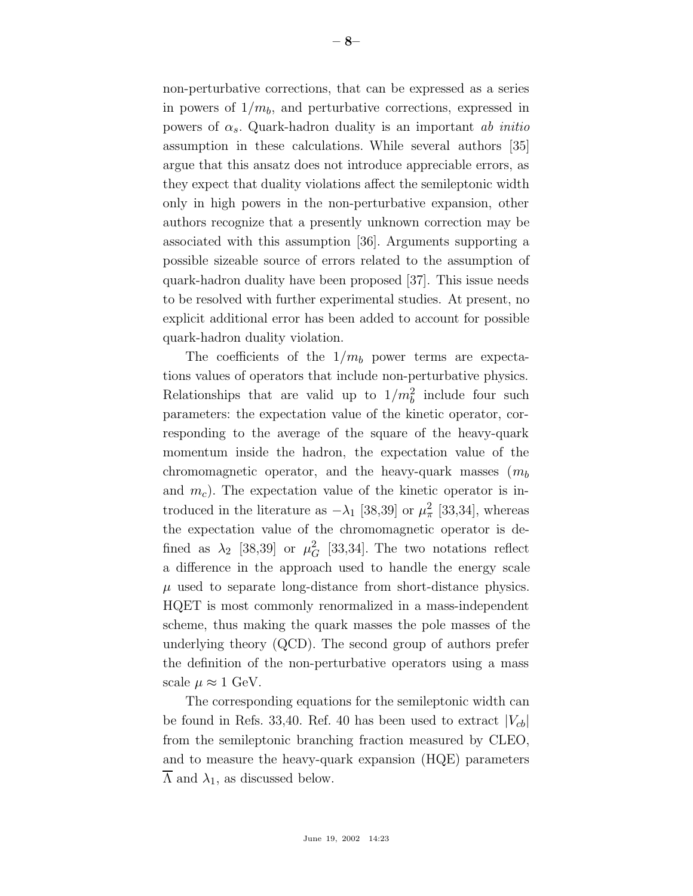non-perturbative corrections, that can be expressed as a series in powers of $1/m_b$, and perturbative corrections, expressed in powers of $\alpha_s$. Quark-hadron duality is an important *ab initio* assumption in these calculations. While several authors [35] argue that this ansatz does not introduce appreciable errors, as they expect that duality violations affect the semileptonic width only in high powers in the non-perturbative expansion, other authors recognize that a presently unknown correction may be associated with this assumption [36]. Arguments supporting a possible sizeable source of errors related to the assumption of quark-hadron duality have been proposed [37]. This issue needs to be resolved with further experimental studies. At present, no explicit additional error has been added to account for possible quark-hadron duality violation.

The coefficients of the $1/m_b$ power terms are expectations values of operators that include non-perturbative physics. Relationships that are valid up to $1/m_b^2$ include four such parameters: the expectation value of the kinetic operator, corresponding to the average of the square of the heavy-quark momentum inside the hadron, the expectation value of the chromomagnetic operator, and the heavy-quark masses ($m_b$ and $m_c$). The expectation value of the kinetic operator is introduced in the literature as $-\lambda_1$ [38,39] or $\mu_\pi^2$ [33,34], whereas the expectation value of the chromomagnetic operator is defined as $\lambda_2$ [38,39] or $\mu_G^2$ [33,34]. The two notations reflect a difference in the approach used to handle the energy scale $\mu$ used to separate long-distance from short-distance physics. HQET is most commonly renormalized in a mass-independent scheme, thus making the quark masses the pole masses of the underlying theory (QCD). The second group of authors prefer the definition of the non-perturbative operators using a mass scale $\mu \approx 1$ GeV.

The corresponding equations for the semileptonic width can be found in Refs. 33,40. Ref. 40 has been used to extract $|V_{cb}|$ from the semileptonic branching fraction measured by CLEO, and to measure the heavy-quark expansion (HQE) parameters $\overline{\Lambda}$ and $\lambda_1$, as discussed below.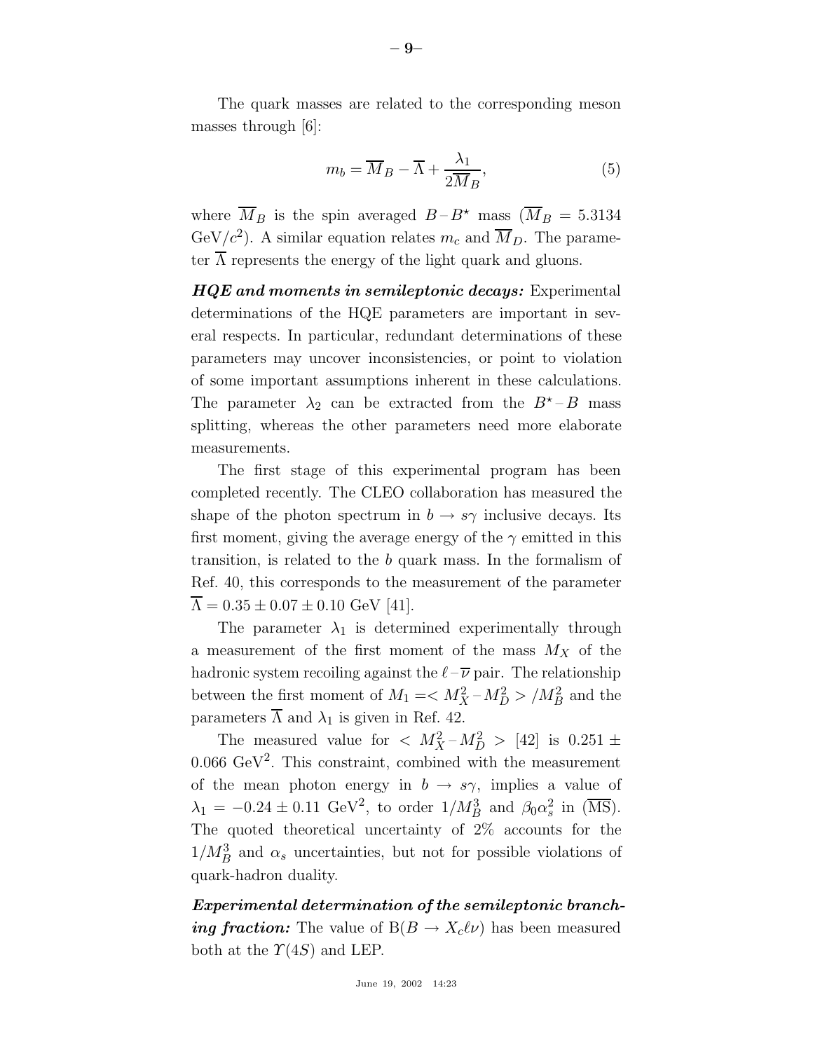The quark masses are related to the corresponding meson masses through [6]:

$$m_b = \overline{M}_B - \overline{\Lambda} + \frac{\lambda_1}{2\overline{M}_B}, \tag{5}$$

where $\overline{M}_B$ is the spin averaged $B$ – $B^\star$ mass ($\overline{M}_B = 5.3134$ GeV/$c^2$). A similar equation relates $m_c$ and $\overline{M}_D$. The parameter $\overline{\Lambda}$ represents the energy of the light quark and gluons.

***HQE and moments in semileptonic decays:*** Experimental determinations of the HQE parameters are important in several respects. In particular, redundant determinations of these parameters may uncover inconsistencies, or point to violation of some important assumptions inherent in these calculations. The parameter $\lambda_2$ can be extracted from the $B^\star$ – $B$ mass splitting, whereas the other parameters need more elaborate measurements.

The first stage of this experimental program has been completed recently. The CLEO collaboration has measured the shape of the photon spectrum in $b \to s\gamma$ inclusive decays. Its first moment, giving the average energy of the $\gamma$ emitted in this transition, is related to the $b$ quark mass. In the formalism of Ref. 40, this corresponds to the measurement of the parameter $\overline{\Lambda} = 0.35 \pm 0.07 \pm 0.10$ GeV [41].

The parameter $\lambda_1$ is determined experimentally through a measurement of the first moment of the mass $M_X$ of the hadronic system recoiling against the $\ell$ – $\overline{\nu}$ pair. The relationship between the first moment of $M_1 = < M_X^2 - M_D^2 > / M_B^2$ and the parameters $\overline{\Lambda}$ and $\lambda_1$ is given in Ref. 42.

The measured value for $< M_X^2 - M_D^2 >$ [42] is $0.251 \pm 0.066$ GeV$^2$. This constraint, combined with the measurement of the mean photon energy in $b \to s\gamma$, implies a value of $\lambda_1 = -0.24 \pm 0.11$ GeV$^2$, to order $1/M_B^3$ and $\beta_0 \alpha_s^2$ in ($\overline{\text{MS}}$). The quoted theoretical uncertainty of 2% accounts for the $1/M_B^3$ and $\alpha_s$ uncertainties, but not for possible violations of quark-hadron duality.

***Experimental determination of the semileptonic branching fraction:*** The value of $\text{B}(B \to X_c \ell \nu)$ has been measured both at the $\Upsilon(4S)$ and LEP.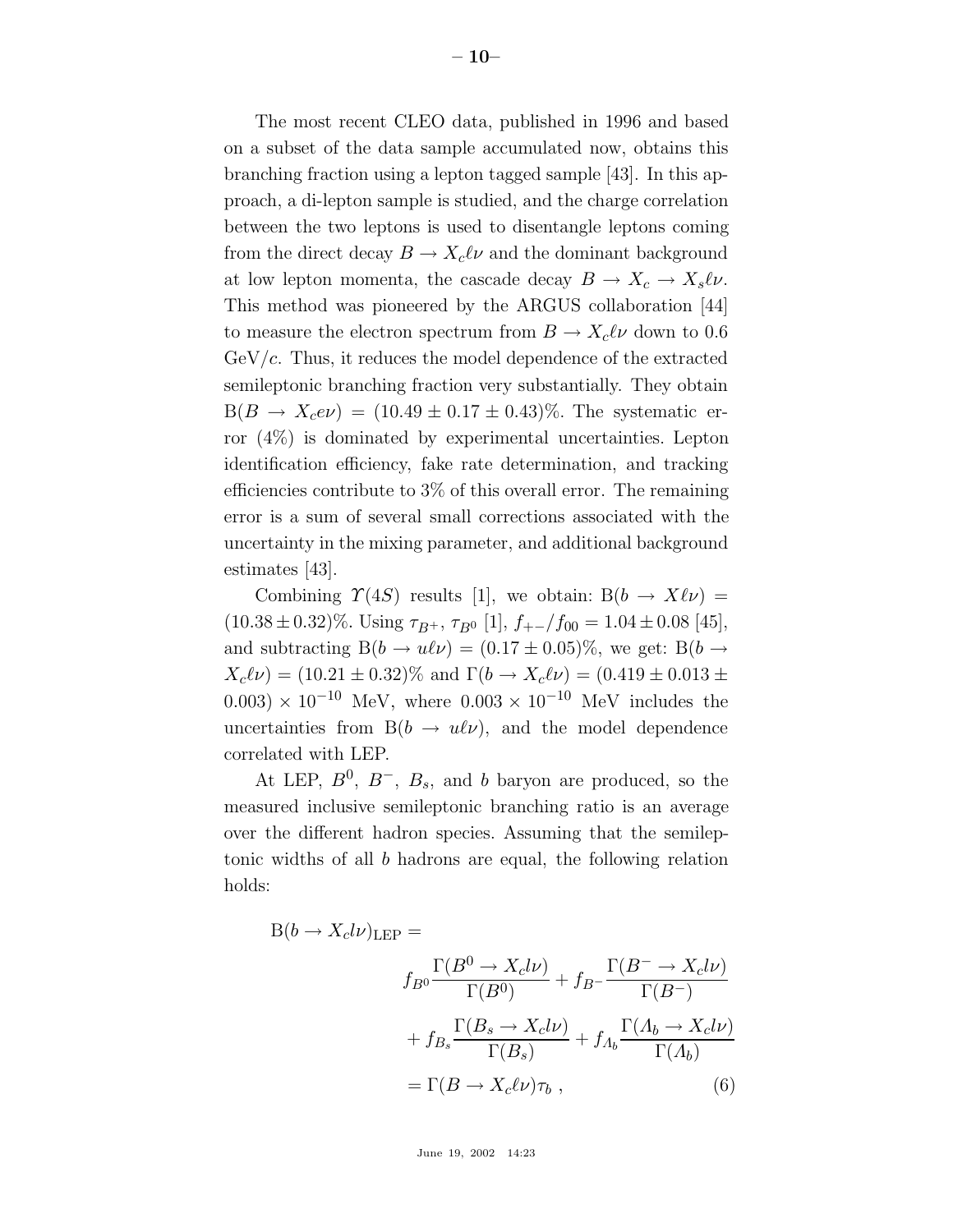The most recent CLEO data, published in 1996 and based on a subset of the data sample accumulated now, obtains this branching fraction using a lepton tagged sample [43]. In this approach, a di-lepton sample is studied, and the charge correlation between the two leptons is used to disentangle leptons coming from the direct decay $B \to X_c \ell \nu$ and the dominant background at low lepton momenta, the cascade decay $B \to X_c \to X_s \ell \nu$. This method was pioneered by the ARGUS collaboration [44] to measure the electron spectrum from $B \to X_c \ell \nu$ down to 0.6 GeV/$c$. Thus, it reduces the model dependence of the extracted semileptonic branching fraction very substantially. They obtain $\mathrm{B}(B \to X_c e \nu) = (10.49 \pm 0.17 \pm 0.43)\%$. The systematic error (4%) is dominated by experimental uncertainties. Lepton identification efficiency, fake rate determination, and tracking efficiencies contribute to 3% of this overall error. The remaining error is a sum of several small corrections associated with the uncertainty in the mixing parameter, and additional background estimates [43].

Combining $\Upsilon(4S)$ results [1], we obtain: $\mathrm{B}(b \to X \ell \nu) = (10.38 \pm 0.32)\%$. Using $\tau_{B^+}$, $\tau_{B^0}$ [1], $f_{+-}/f_{00} = 1.04 \pm 0.08$ [45], and subtracting $\mathrm{B}(b \to u \ell \nu) = (0.17 \pm 0.05)\%$, we get: $\mathrm{B}(b \to X_c \ell \nu) = (10.21 \pm 0.32)\%$ and $\Gamma(b \to X_c \ell \nu) = (0.419 \pm 0.013 \pm 0.003) \times 10^{-10}$ MeV, where $0.003 \times 10^{-10}$ MeV includes the uncertainties from $\mathrm{B}(b \to u \ell \nu)$, and the model dependence correlated with LEP.

At LEP, $B^0$, $B^-$, $B_s$, and $b$ baryon are produced, so the measured inclusive semileptonic branching ratio is an average over the different hadron species. Assuming that the semileptonic widths of all $b$ hadrons are equal, the following relation holds:

$$
\begin{aligned}
\mathrm{B}(b \to X_c l \nu)_{\mathrm{LEP}} = \\
& f_{B^0} \frac{\Gamma(B^0 \to X_c l \nu)}{\Gamma(B^0)} + f_{B^-} \frac{\Gamma(B^- \to X_c l \nu)}{\Gamma(B^-)} \\
& + f_{B_s} \frac{\Gamma(B_s \to X_c l \nu)}{\Gamma(B_s)} + f_{\Lambda_b} \frac{\Gamma(\Lambda_b \to X_c l \nu)}{\Gamma(\Lambda_b)} \\
& = \Gamma(B \to X_c \ell \nu) \tau_b \ , \qquad (6)
\end{aligned}
$$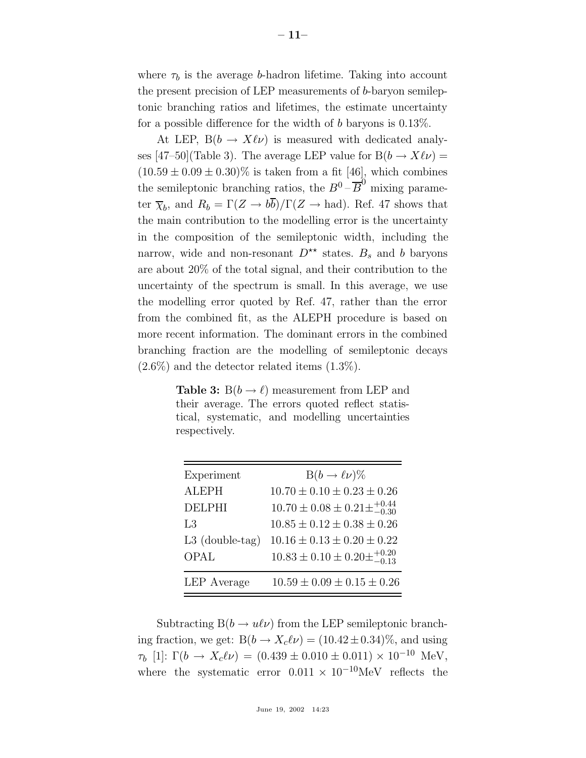where $\tau_b$ is the average $b$-hadron lifetime. Taking into account the present precision of LEP measurements of $b$-baryon semileptonic branching ratios and lifetimes, the estimate uncertainty for a possible difference for the width of $b$ baryons is 0.13%.

At LEP, $\mathrm{B}(b \to X\ell\nu)$ is measured with dedicated analyses [47–50](Table 3). The average LEP value for $\mathrm{B}(b \to X\ell\nu) = (10.59 \pm 0.09 \pm 0.30)\%$ is taken from a fit [46], which combines the semileptonic branching ratios, the $B^0 - \overline{B}^0$ mixing parameter $\overline{\chi}_b$, and $R_b = \Gamma(Z \to b\overline{b})/\Gamma(Z \to \mathrm{had})$. Ref. 47 shows that the main contribution to the modelling error is the uncertainty in the composition of the semileptonic width, including the narrow, wide and non-resonant $D^{\star\star}$ states. $B_s$ and $b$ baryons are about 20% of the total signal, and their contribution to the uncertainty of the spectrum is small. In this average, we use the modelling error quoted by Ref. 47, rather than the error from the combined fit, as the ALEPH procedure is based on more recent information. The dominant errors in the combined branching fraction are the modelling of semileptonic decays (2.6%) and the detector related items (1.3%).

**Table 3:** $\mathrm{B}(b \to \ell)$ measurement from LEP and their average. The errors quoted reflect statistical, systematic, and modelling uncertainties respectively.

| Experiment | $\mathrm{B}(b \to \ell\nu)\%$ |
|---|---|
| ALEPH | $10.70 \pm 0.10 \pm 0.23 \pm 0.26$ |
| DELPHI | $10.70 \pm 0.08 \pm 0.21 ^{+0.44}_{-0.30}$ |
| L3 | $10.85 \pm 0.12 \pm 0.38 \pm 0.26$ |
| L3 (double-tag) | $10.16 \pm 0.13 \pm 0.20 \pm 0.22$ |
| OPAL | $10.83 \pm 0.10 \pm 0.20 ^{+0.20}_{-0.13}$ |
| LEP Average | $10.59 \pm 0.09 \pm 0.15 \pm 0.26$ |

Subtracting $\mathrm{B}(b \to u\ell\nu)$ from the LEP semileptonic branching fraction, we get: $\mathrm{B}(b \to X_c\ell\nu) = (10.42 \pm 0.34)\%$, and using $\tau_b$ [1]: $\Gamma(b \to X_c\ell\nu) = (0.439 \pm 0.010 \pm 0.011) \times 10^{-10}$ MeV, where the systematic error $0.011 \times 10^{-10}$MeV reflects the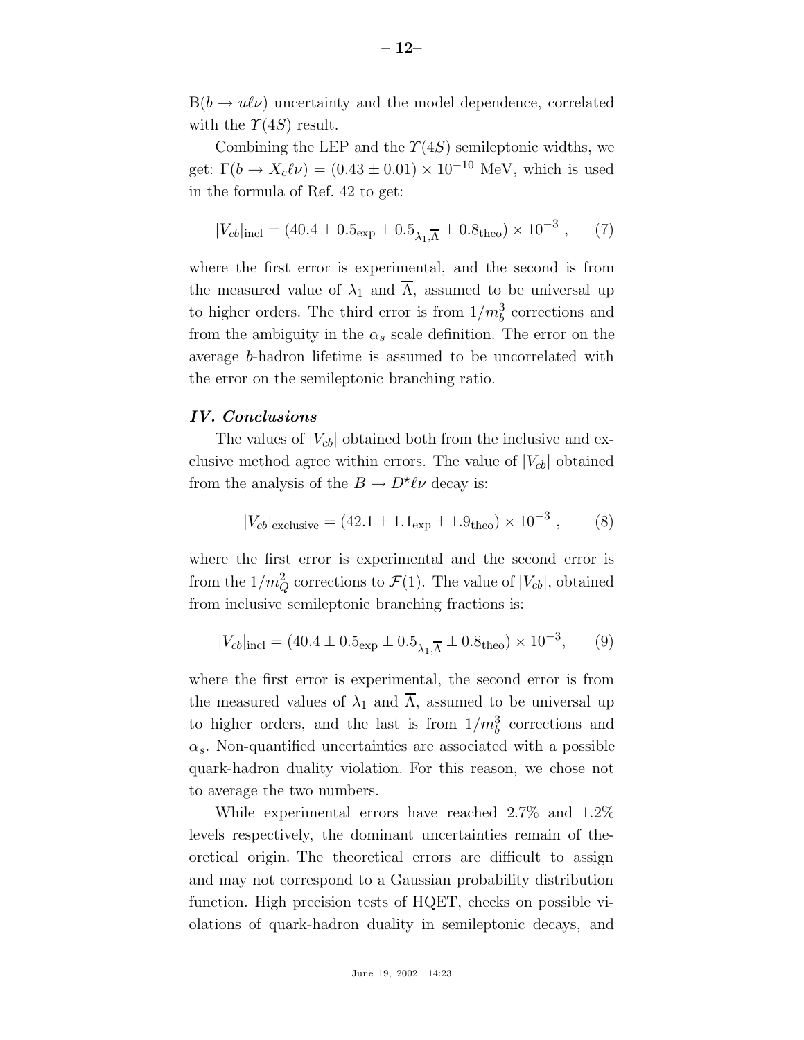B($b \to u\ell\nu$) uncertainty and the model dependence, correlated with the $\Upsilon(4S)$ result.

Combining the LEP and the $\Upsilon(4S)$ semileptonic widths, we get: $\Gamma(b \to X_c \ell\nu) = (0.43 \pm 0.01) \times 10^{-10}$ MeV, which is used in the formula of Ref. 42 to get:

$$|V_{cb}|_{\rm incl} = (40.4 \pm 0.5_{\rm exp} \pm 0.5_{\lambda_1,\overline{\Lambda}} \pm 0.8_{\rm theo}) \times 10^{-3} \ , \qquad (7)$$

where the first error is experimental, and the second is from the measured value of $\lambda_1$ and $\overline{\Lambda}$, assumed to be universal up to higher orders. The third error is from $1/m_b^3$ corrections and from the ambiguity in the $\alpha_s$ scale definition. The error on the average $b$-hadron lifetime is assumed to be uncorrelated with the error on the semileptonic branching ratio.

## *IV. Conclusions*

The values of $|V_{cb}|$ obtained both from the inclusive and exclusive method agree within errors. The value of $|V_{cb}|$ obtained from the analysis of the $B \to D^\star \ell\nu$ decay is:

$$|V_{cb}|_{\rm exclusive} = (42.1 \pm 1.1_{\rm exp} \pm 1.9_{\rm theo}) \times 10^{-3} \ , \qquad (8)$$

where the first error is experimental and the second error is from the $1/m_Q^2$ corrections to $\mathcal{F}(1)$. The value of $|V_{cb}|$, obtained from inclusive semileptonic branching fractions is:

$$|V_{cb}|_{\rm incl} = (40.4 \pm 0.5_{\rm exp} \pm 0.5_{\lambda_1,\overline{\Lambda}} \pm 0.8_{\rm theo}) \times 10^{-3}, \qquad (9)$$

where the first error is experimental, the second is from the measured values of $\lambda_1$ and $\overline{\Lambda}$, assumed to be universal up to higher orders, and the last is from $1/m_b^3$ corrections and $\alpha_s$. Non-quantified uncertainties are associated with a possible quark-hadron duality violation. For this reason, we chose not to average the two numbers.

While experimental errors have reached 2.7% and 1.2% levels respectively, the dominant uncertainties remain of theoretical origin. The theoretical errors are difficult to assign and may not correspond to a Gaussian probability distribution function. High precision tests of HQET, checks on possible violations of quark-hadron duality in semileptonic decays, and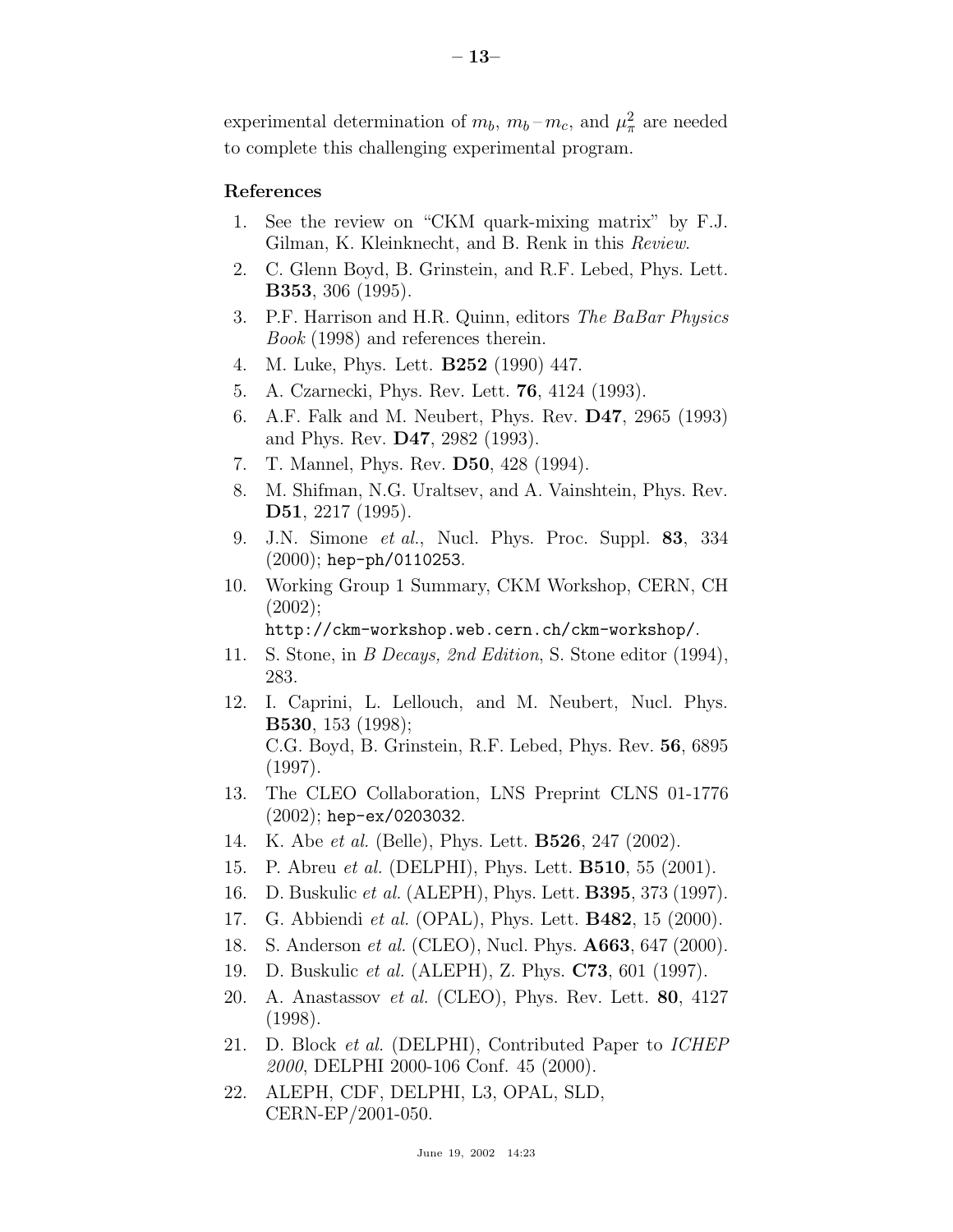experimental determination of $m_b$, $m_b - m_c$, and $\mu_\pi^2$ are needed to complete this challenging experimental program.

### References

1. See the review on "CKM quark-mixing matrix" by F.J. Gilman, K. Kleinknecht, and B. Renk in this *Review*.
2. C. Glenn Boyd, B. Grinstein, and R.F. Lebed, Phys. Lett. **B353**, 306 (1995).
3. P.F. Harrison and H.R. Quinn, editors *The BaBar Physics Book* (1998) and references therein.
4. M. Luke, Phys. Lett. **B252** (1990) 447.
5. A. Czarnecki, Phys. Rev. Lett. **76**, 4124 (1993).
6. A.F. Falk and M. Neubert, Phys. Rev. **D47**, 2965 (1993) and Phys. Rev. **D47**, 2982 (1993).
7. T. Mannel, Phys. Rev. **D50**, 428 (1994).
8. M. Shifman, N.G. Uraltsev, and A. Vainshtein, Phys. Rev. **D51**, 2217 (1995).
9. J.N. Simone *et al.*, Nucl. Phys. Proc. Suppl. **83**, 334 (2000); `hep-ph/0110253`.
10. Working Group 1 Summary, CKM Workshop, CERN, CH (2002); `http://ckm-workshop.web.cern.ch/ckm-workshop/`.
11. S. Stone, in *B Decays, 2nd Edition*, S. Stone editor (1994), 283.
12. I. Caprini, L. Lellouch, and M. Neubert, Nucl. Phys. **B530**, 153 (1998);
    C.G. Boyd, B. Grinstein, R.F. Lebed, Phys. Rev. **56**, 6895 (1997).
13. The CLEO Collaboration, LNS Preprint CLNS 01-1776 (2002); `hep-ex/0203032`.
14. K. Abe *et al.* (Belle), Phys. Lett. **B526**, 247 (2002).
15. P. Abreu *et al.* (DELPHI), Phys. Lett. **B510**, 55 (2001).
16. D. Buskulic *et al.* (ALEPH), Phys. Lett. **B395**, 373 (1997).
17. G. Abbiendi *et al.* (OPAL), Phys. Lett. **B482**, 15 (2000).
18. S. Anderson *et al.* (CLEO), Nucl. Phys. **A663**, 647 (2000).
19. D. Buskulic *et al.* (ALEPH), Z. Phys. **C73**, 601 (1997).
20. A. Anastassov *et al.* (CLEO), Phys. Rev. Lett. **80**, 4127 (1998).
21. D. Block *et al.* (DELPHI), Contributed Paper to *ICHEP 2000*, DELPHI 2000-106 Conf. 45 (2000).
22. ALEPH, CDF, DELPHI, L3, OPAL, SLD, CERN-EP/2001-050.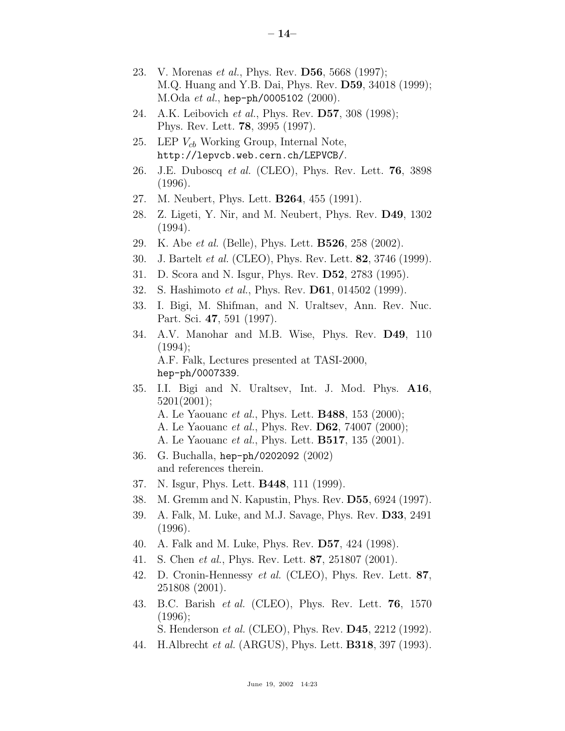23. V. Morenas *et al.*, Phys. Rev. **D56**, 5668 (1997);
    M.Q. Huang and Y.B. Dai, Phys. Rev. **D59**, 34018 (1999);
    M.Oda *et al.*, `hep-ph/0005102` (2000).
24. A.K. Leibovich *et al.*, Phys. Rev. **D57**, 308 (1998);
    Phys. Rev. Lett. **78**, 3995 (1997).
25. LEP $V_{cb}$ Working Group, Internal Note,
    `http://lepvcb.web.cern.ch/LEPVCB/`.
26. J.E. Duboscq *et al.* (CLEO), Phys. Rev. Lett. **76**, 3898 (1996).
27. M. Neubert, Phys. Lett. **B264**, 455 (1991).
28. Z. Ligeti, Y. Nir, and M. Neubert, Phys. Rev. **D49**, 1302 (1994).
29. K. Abe *et al.* (Belle), Phys. Lett. **B526**, 258 (2002).
30. J. Bartelt *et al.* (CLEO), Phys. Rev. Lett. **82**, 3746 (1999).
31. D. Scora and N. Isgur, Phys. Rev. **D52**, 2783 (1995).
32. S. Hashimoto *et al.*, Phys. Rev. **D61**, 014502 (1999).
33. I. Bigi, M. Shifman, and N. Uraltsev, Ann. Rev. Nuc. Part. Sci. **47**, 591 (1997).
34. A.V. Manohar and M.B. Wise, Phys. Rev. **D49**, 110 (1994);
    A.F. Falk, Lectures presented at TASI-2000,
    `hep-ph/0007339`.
35. I.I. Bigi and N. Uraltsev, Int. J. Mod. Phys. **A16**, 5201(2001);
    A. Le Yaouanc *et al.*, Phys. Lett. **B488**, 153 (2000);
    A. Le Yaouanc *et al.*, Phys. Rev. **D62**, 74007 (2000);
    A. Le Yaouanc *et al.*, Phys. Lett. **B517**, 135 (2001).
36. G. Buchalla, `hep-ph/0202092` (2002)
    and references therein.
37. N. Isgur, Phys. Lett. **B448**, 111 (1999).
38. M. Gremm and N. Kapustin, Phys. Rev. **D55**, 6924 (1997).
39. A. Falk, M. Luke, and M.J. Savage, Phys. Rev. **D33**, 2491 (1996).
40. A. Falk and M. Luke, Phys. Rev. **D57**, 424 (1998).
41. S. Chen *et al.*, Phys. Rev. Lett. **87**, 251807 (2001).
42. D. Cronin-Hennessy *et al.* (CLEO), Phys. Rev. Lett. **87**, 251808 (2001).
43. B.C. Barish *et al.* (CLEO), Phys. Rev. Lett. **76**, 1570 (1996);
    S. Henderson *et al.* (CLEO), Phys. Rev. **D45**, 2212 (1992).
44. H.Albrecht *et al.* (ARGUS), Phys. Lett. **B318**, 397 (1993).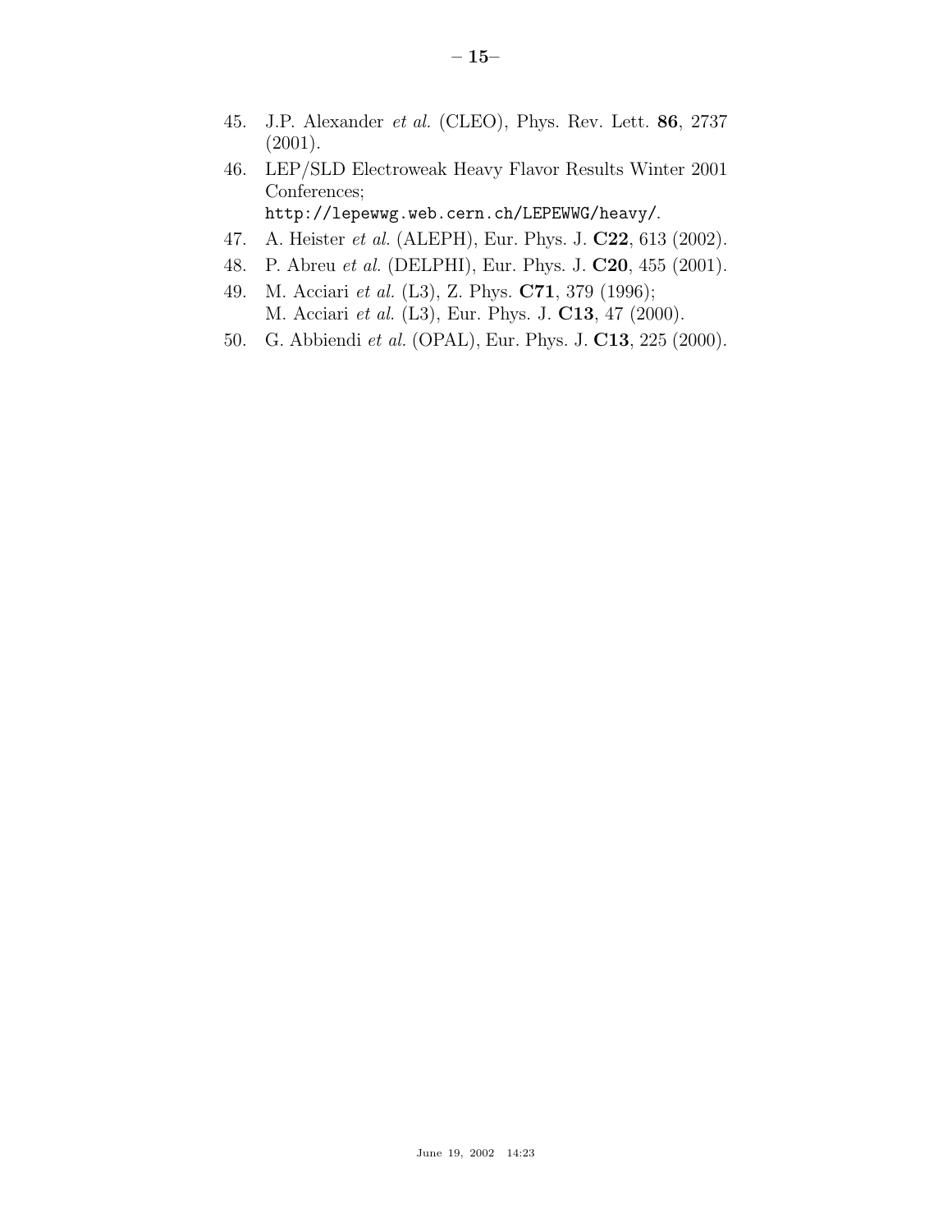45. J.P. Alexander *et al.* (CLEO), Phys. Rev. Lett. **86**, 2737 (2001).
46. LEP/SLD Electroweak Heavy Flavor Results Winter 2001 Conferences; `http://lepewwg.web.cern.ch/LEPEWWG/heavy/`.
47. A. Heister *et al.* (ALEPH), Eur. Phys. J. **C22**, 613 (2002).
48. P. Abreu *et al.* (DELPHI), Eur. Phys. J. **C20**, 455 (2001).
49. M. Acciari *et al.* (L3), Z. Phys. **C71**, 379 (1996); M. Acciari *et al.* (L3), Eur. Phys. J. **C13**, 47 (2000).
50. G. Abbiendi *et al.* (OPAL), Eur. Phys. J. **C13**, 225 (2000).